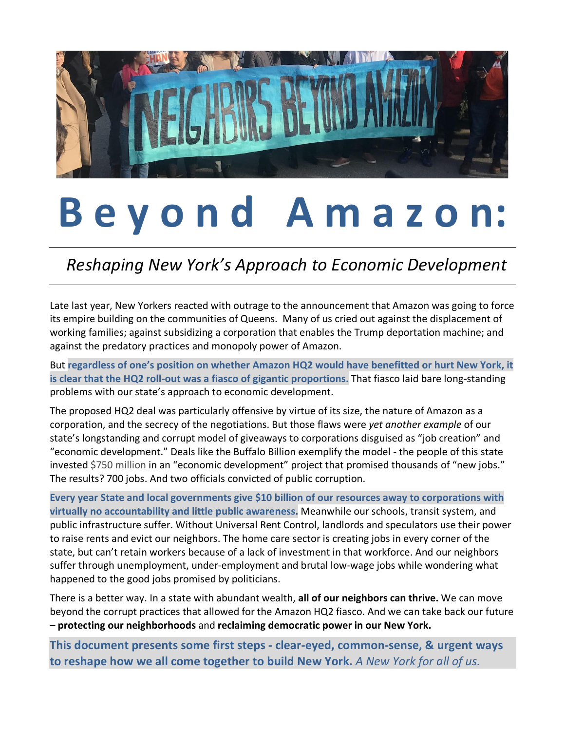# Beyond Amazon:

## *Reshaping New York's Approach to Economic Development*

Late last year, New Yorkers reacted with outrage to the announcement that Amazon was going to force its empire building on the communities of Queens. Many of us cried out against the displacement of working families; against subsidizing a corporation that enables the Trump deportation machine; and against the predatory practices and monopoly power of Amazon.

But **regardless of one's position on whether Amazon HQ2 would have benefitted or hurt New York, it is clear that the HQ2 roll-out was a fiasco of gigantic proportions.** That fiasco laid bare long-standing problems with our state's approach to economic development.

The proposed HQ2 deal was particularly offensive by virtue of its size, the nature of Amazon as a corporation, and the secrecy of the negotiations. But those flaws were *yet another example* of our state's longstanding and corrupt model of giveaways to corporations disguised as "job creation" and "economic development." Deals like the Buffalo Billion exemplify the model - the people of this state invested $750 million in an "economic development" project that promised thousands of "new jobs." The results? 700 jobs. And two officials convicted of public corruption.

**Every year State and local governments give $10 billion of our resources away to corporations with virtually no accountability and little public awareness.** Meanwhile our schools, transit system, and public infrastructure suffer. Without Universal Rent Control, landlords and speculators use their power to raise rents and evict our neighbors. The home care sector is creating jobs in every corner of the state, but can't retain workers because of a lack of investment in that workforce. And our neighbors suffer through unemployment, under-employment and brutal low-wage jobs while wondering what happened to the good jobs promised by politicians.

There is a better way. In a state with abundant wealth, **all of our neighbors can thrive.** We can move beyond the corrupt practices that allowed for the Amazon HQ2 fiasco. And we can take back our future – **protecting our neighborhoods** and **reclaiming democratic power in our New York.**

**This document presents some first steps - clear-eyed, common-sense, & urgent ways to reshape how we all come together to build New York.** *A New York for all of us.*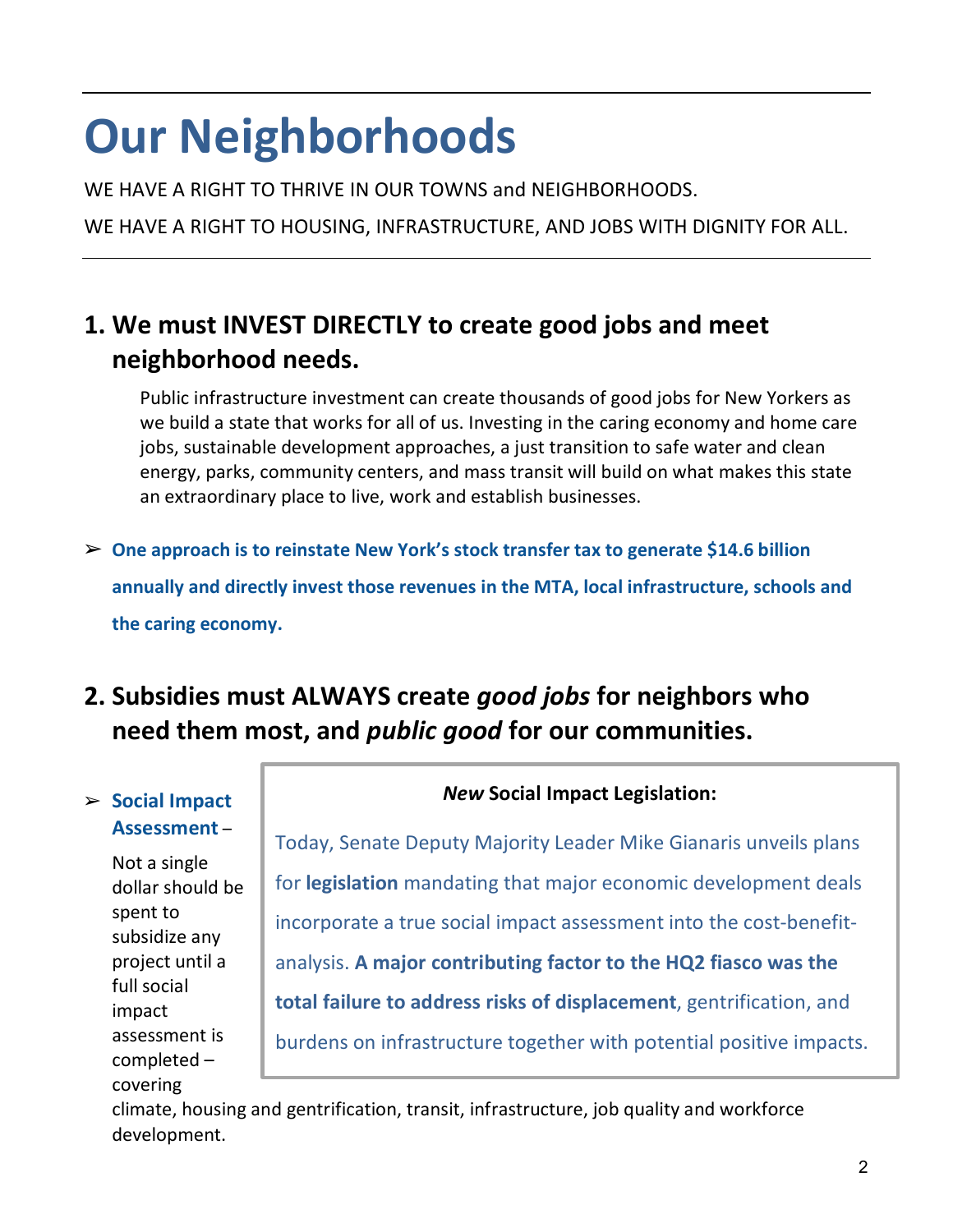# Our Neighborhoods

WE HAVE A RIGHT TO THRIVE IN OUR TOWNS and NEIGHBORHOODS.

WE HAVE A RIGHT TO HOUSING, INFRASTRUCTURE, AND JOBS WITH DIGNITY FOR ALL.

## 1. We must INVEST DIRECTLY to create good jobs and meet neighborhood needs.

Public infrastructure investment can create thousands of good jobs for New Yorkers as we build a state that works for all of us. Investing in the caring economy and home care jobs, sustainable development approaches, a just transition to safe water and clean energy, parks, community centers, and mass transit will build on what makes this state an extraordinary place to live, work and establish businesses.

- **One approach is to reinstate New York's stock transfer tax to generate $14.6 billion annually and directly invest those revenues in the MTA, local infrastructure, schools and the caring economy.**

## 2. Subsidies must ALWAYS create *good jobs* for neighbors who need them most, and *public good* for our communities.

- **Social Impact Assessment** – Not a single dollar should be spent to subsidize any project until a full social impact assessment is completed – covering climate, housing and gentrification, transit, infrastructure, job quality and workforce development.

> ***New* Social Impact Legislation:**
>
> Today, Senate Deputy Majority Leader Mike Gianaris unveils plans for **legislation** mandating that major economic development deals incorporate a true social impact assessment into the cost-benefit-analysis. **A major contributing factor to the HQ2 fiasco was the total failure to address risks of displacement**, gentrification, and burdens on infrastructure together with potential positive impacts.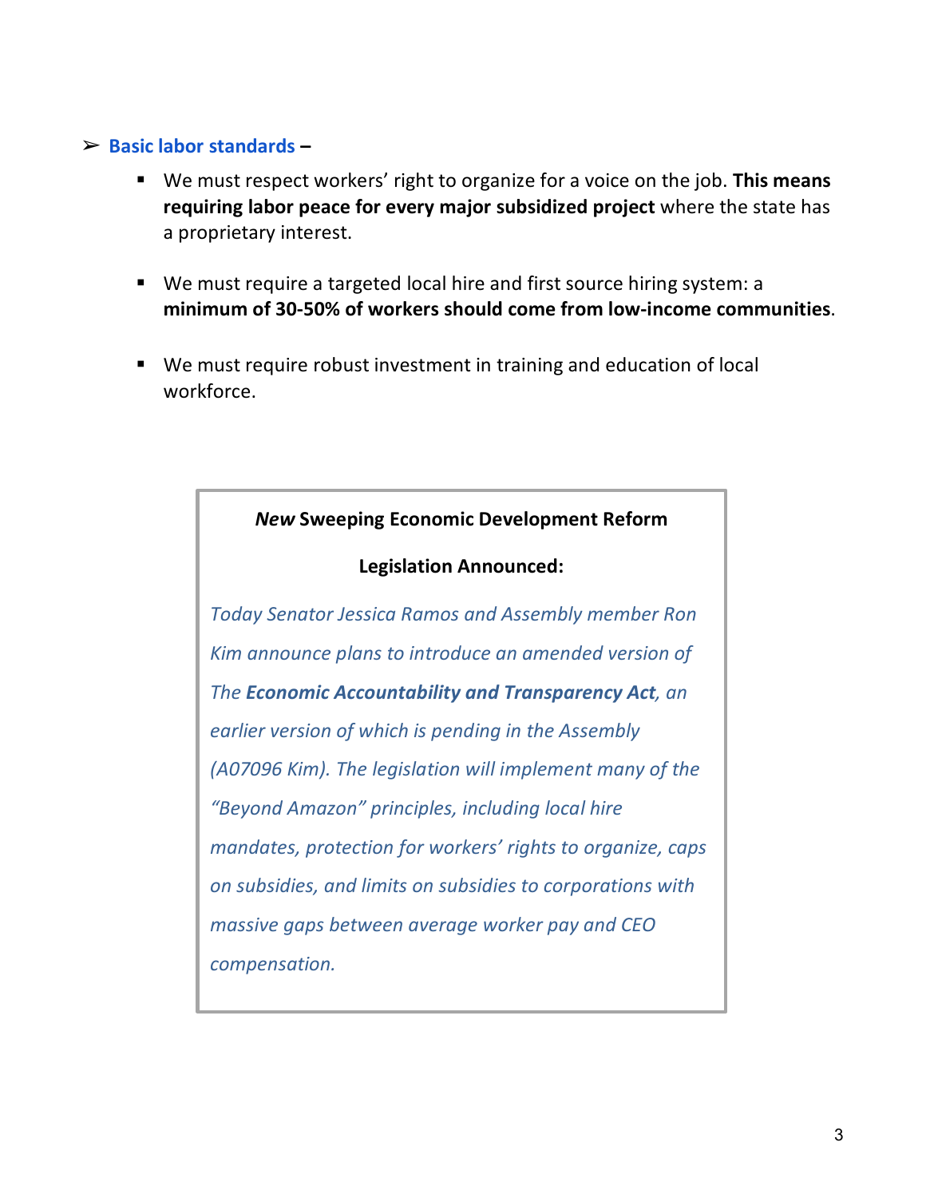- **Basic labor standards** –
  - We must respect workers' right to organize for a voice on the job. **This means requiring labor peace for every major subsidized project** where the state has a proprietary interest.
  - We must require a targeted local hire and first source hiring system: a **minimum of 30-50% of workers should come from low-income communities**.
  - We must require robust investment in training and education of local workforce.

> ***New*** **Sweeping Economic Development Reform Legislation Announced:**
>
> *Today Senator Jessica Ramos and Assembly member Ron Kim announce plans to introduce an amended version of The* ***Economic Accountability and Transparency Act****, an earlier version of which is pending in the Assembly (A07096 Kim). The legislation will implement many of the "Beyond Amazon" principles, including local hire mandates, protection for workers' rights to organize, caps on subsidies, and limits on subsidies to corporations with massive gaps between average worker pay and CEO compensation.*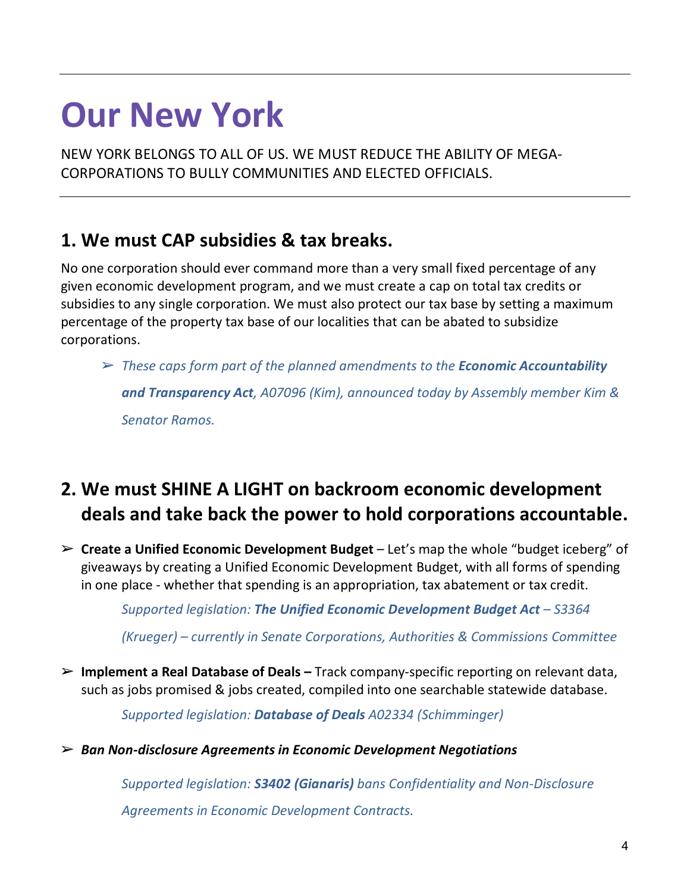# Our New York

NEW YORK BELONGS TO ALL OF US. WE MUST REDUCE THE ABILITY OF MEGA-CORPORATIONS TO BULLY COMMUNITIES AND ELECTED OFFICIALS.

## 1. We must CAP subsidies & tax breaks.

No one corporation should ever command more than a very small fixed percentage of any given economic development program, and we must create a cap on total tax credits or subsidies to any single corporation. We must also protect our tax base by setting a maximum percentage of the property tax base of our localities that can be abated to subsidize corporations.

> ➢ *These caps form part of the planned amendments to the* ***Economic Accountability and Transparency Act****, A07096 (Kim), announced today by Assembly member Kim & Senator Ramos.*

## 2. We must SHINE A LIGHT on backroom economic development deals and take back the power to hold corporations accountable.

➢ **Create a Unified Economic Development Budget** – Let's map the whole "budget iceberg" of giveaways by creating a Unified Economic Development Budget, with all forms of spending in one place - whether that spending is an appropriation, tax abatement or tax credit.

> *Supported legislation:* ***The Unified Economic Development Budget Act*** *– S3364 (Krueger) – currently in Senate Corporations, Authorities & Commissions Committee*

➢ **Implement a Real Database of Deals –** Track company-specific reporting on relevant data, such as jobs promised & jobs created, compiled into one searchable statewide database.

> *Supported legislation:* ***Database of Deals*** *A02334 (Schimminger)*

➢ ***Ban Non-disclosure Agreements in Economic Development Negotiations***

> *Supported legislation:* ***S3402 (Gianaris)*** *bans Confidentiality and Non-Disclosure Agreements in Economic Development Contracts.*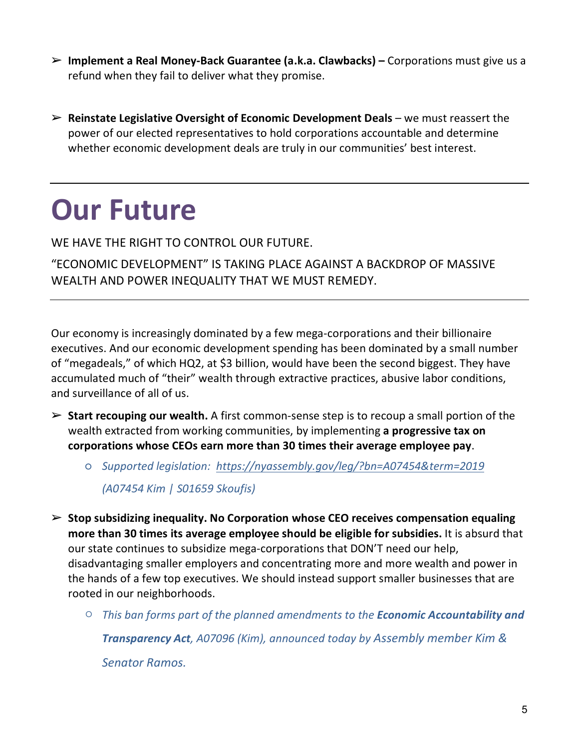- **Implement a Real Money-Back Guarantee (a.k.a. Clawbacks) –** Corporations must give us a refund when they fail to deliver what they promise.

- **Reinstate Legislative Oversight of Economic Development Deals** – we must reassert the power of our elected representatives to hold corporations accountable and determine whether economic development deals are truly in our communities' best interest.

---

# Our Future

WE HAVE THE RIGHT TO CONTROL OUR FUTURE.

"ECONOMIC DEVELOPMENT" IS TAKING PLACE AGAINST A BACKDROP OF MASSIVE WEALTH AND POWER INEQUALITY THAT WE MUST REMEDY.

---

Our economy is increasingly dominated by a few mega-corporations and their billionaire executives. And our economic development spending has been dominated by a small number of "megadeals," of which HQ2, at $3 billion, would have been the second biggest. They have accumulated much of "their" wealth through extractive practices, abusive labor conditions, and surveillance of all of us.

- **Start recouping our wealth.** A first common-sense step is to recoup a small portion of the wealth extracted from working communities, by implementing **a progressive tax on corporations whose CEOs earn more than 30 times their average employee pay**.
  - *Supported legislation: [https://nyassembly.gov/leg/?bn=A07454&term=2019](https://nyassembly.gov/leg/?bn=A07454&term=2019) (A07454 Kim | S01659 Skoufis)*

- **Stop subsidizing inequality. No Corporation whose CEO receives compensation equaling more than 30 times its average employee should be eligible for subsidies.** It is absurd that our state continues to subsidize mega-corporations that DON'T need our help, disadvantaging smaller employers and concentrating more and more wealth and power in the hands of a few top executives. We should instead support smaller businesses that are rooted in our neighborhoods.
  - *This ban forms part of the planned amendments to the **Economic Accountability and Transparency Act**, A07096 (Kim), announced today by Assembly member Kim & Senator Ramos.*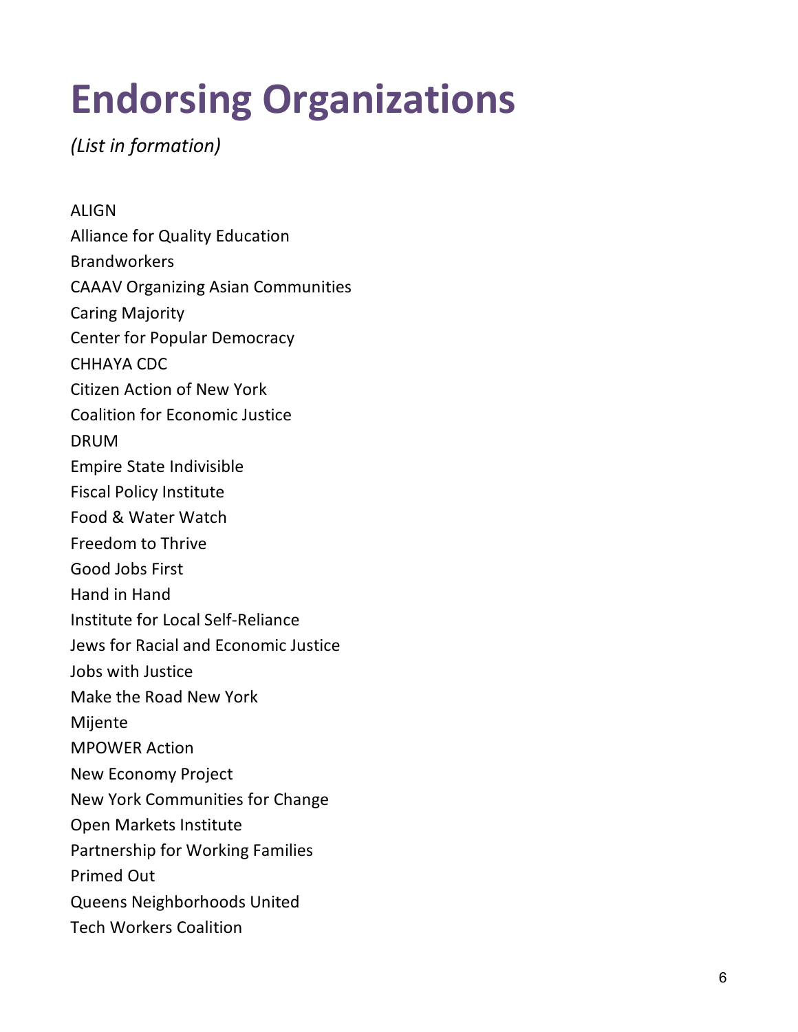# Endorsing Organizations

*(List in formation)*

ALIGN
Alliance for Quality Education
Brandworkers
CAAAV Organizing Asian Communities
Caring Majority
Center for Popular Democracy
CHHAYA CDC
Citizen Action of New York
Coalition for Economic Justice
DRUM
Empire State Indivisible
Fiscal Policy Institute
Food & Water Watch
Freedom to Thrive
Good Jobs First
Hand in Hand
Institute for Local Self-Reliance
Jews for Racial and Economic Justice
Jobs with Justice
Make the Road New York
Mijente
MPOWER Action
New Economy Project
New York Communities for Change
Open Markets Institute
Partnership for Working Families
Primed Out
Queens Neighborhoods United
Tech Workers Coalition